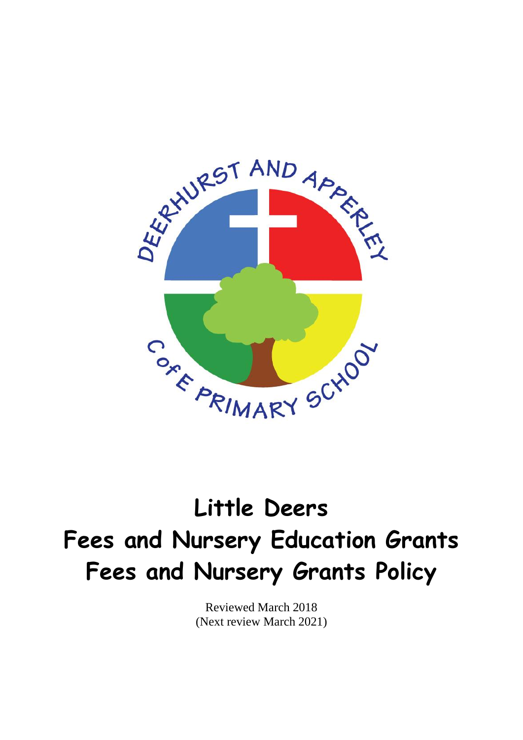# Little Deers
# Fees and Nursery Education Grants
# Fees and Nursery Grants Policy

Reviewed March 2018
(Next review March 2021)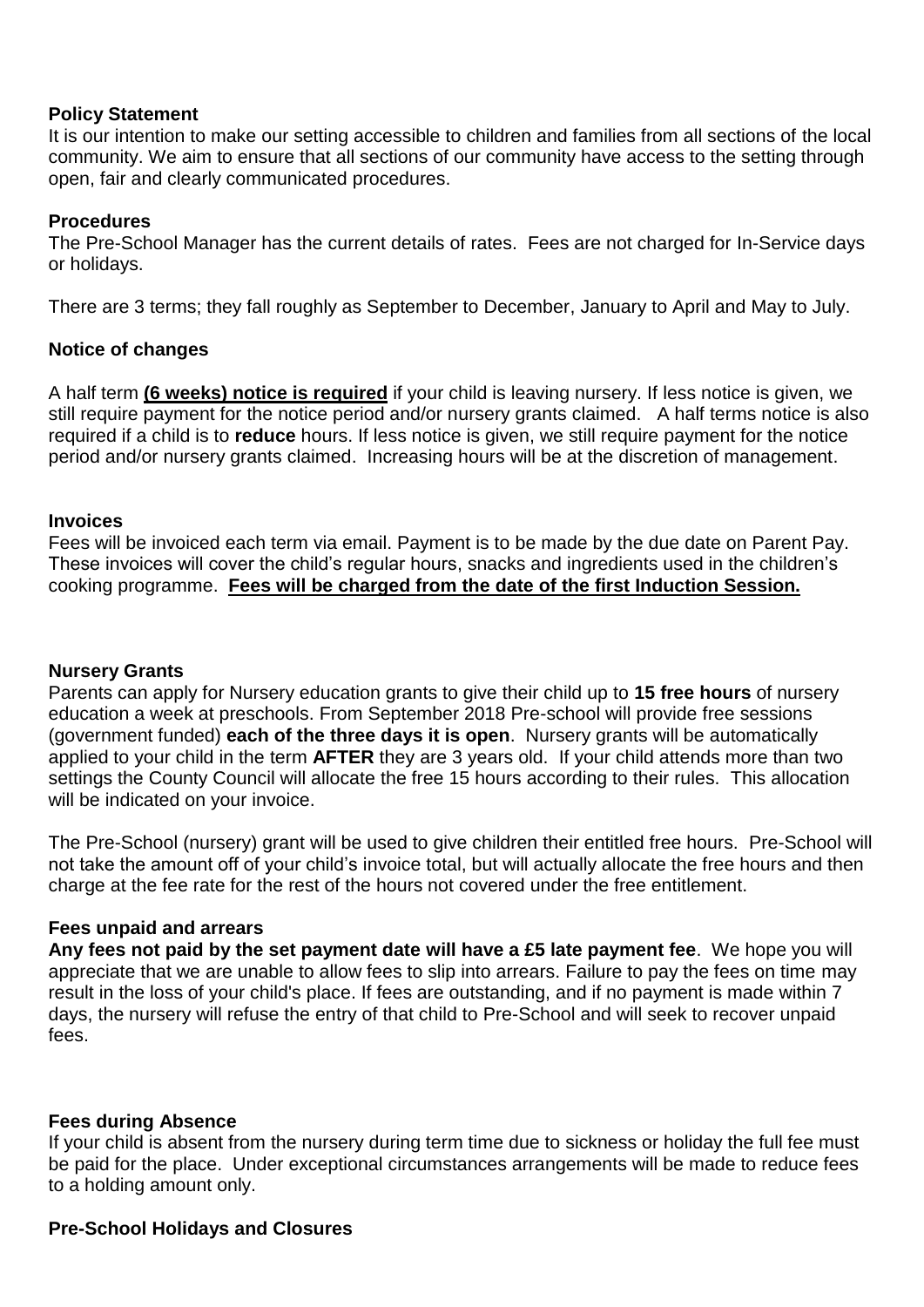**Policy Statement**

It is our intention to make our setting accessible to children and families from all sections of the local community. We aim to ensure that all sections of our community have access to the setting through open, fair and clearly communicated procedures.

**Procedures**

The Pre-School Manager has the current details of rates. Fees are not charged for In-Service days or holidays.

There are 3 terms; they fall roughly as September to December, January to April and May to July.

**Notice of changes**

A half term **<u>(6 weeks) notice is required</u>** if your child is leaving nursery. If less notice is given, we still require payment for the notice period and/or nursery grants claimed. A half terms notice is also required if a child is to **reduce** hours. If less notice is given, we still require payment for the notice period and/or nursery grants claimed. Increasing hours will be at the discretion of management.

**Invoices**

Fees will be invoiced each term via email. Payment is to be made by the due date on Parent Pay. These invoices will cover the child's regular hours, snacks and ingredients used in the children's cooking programme. **<u>Fees will be charged from the date of the first Induction Session.</u>**

**Nursery Grants**

Parents can apply for Nursery education grants to give their child up to **15 free hours** of nursery education a week at preschools. From September 2018 Pre-school will provide free sessions (government funded) **each of the three days it is open**. Nursery grants will be automatically applied to your child in the term **AFTER** they are 3 years old. If your child attends more than two settings the County Council will allocate the free 15 hours according to their rules. This allocation will be indicated on your invoice.

The Pre-School (nursery) grant will be used to give children their entitled free hours. Pre-School will not take the amount off of your child's invoice total, but will actually allocate the free hours and then charge at the fee rate for the rest of the hours not covered under the free entitlement.

**Fees unpaid and arrears**

**Any fees not paid by the set payment date will have a £5 late payment fee**. We hope you will appreciate that we are unable to allow fees to slip into arrears. Failure to pay the fees on time may result in the loss of your child's place. If fees are outstanding, and if no payment is made within 7 days, the nursery will refuse the entry of that child to Pre-School and will seek to recover unpaid fees.

**Fees during Absence**

If your child is absent from the nursery during term time due to sickness or holiday the full fee must be paid for the place. Under exceptional circumstances arrangements will be made to reduce fees to a holding amount only.

**Pre-School Holidays and Closures**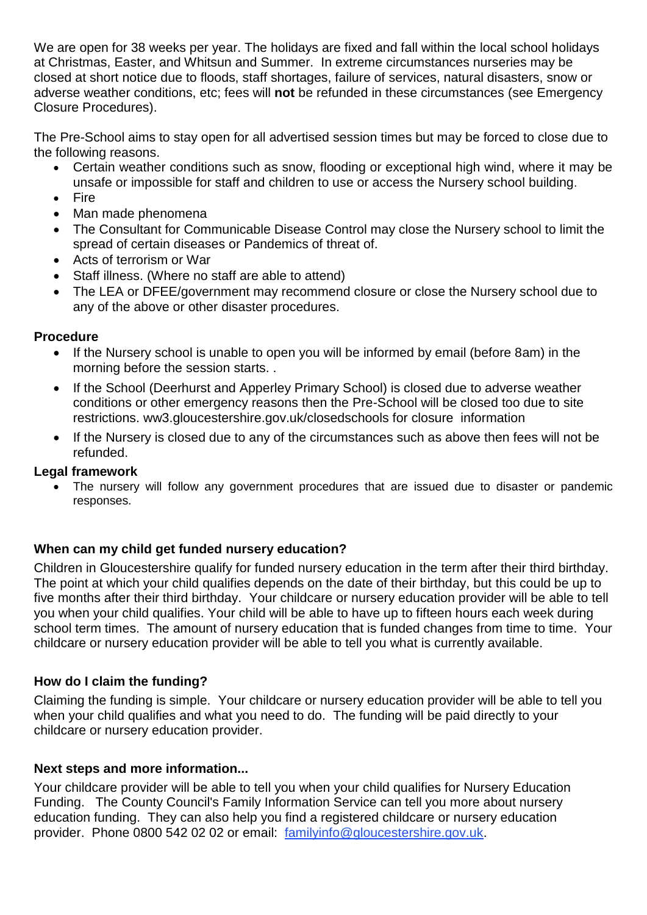We are open for 38 weeks per year. The holidays are fixed and fall within the local school holidays at Christmas, Easter, and Whitsun and Summer. In extreme circumstances nurseries may be closed at short notice due to floods, staff shortages, failure of services, natural disasters, snow or adverse weather conditions, etc; fees will **not** be refunded in these circumstances (see Emergency Closure Procedures).

The Pre-School aims to stay open for all advertised session times but may be forced to close due to the following reasons.

- Certain weather conditions such as snow, flooding or exceptional high wind, where it may be unsafe or impossible for staff and children to use or access the Nursery school building.
- Fire
- Man made phenomena
- The Consultant for Communicable Disease Control may close the Nursery school to limit the spread of certain diseases or Pandemics of threat of.
- Acts of terrorism or War
- Staff illness. (Where no staff are able to attend)
- The LEA or DFEE/government may recommend closure or close the Nursery school due to any of the above or other disaster procedures.

**Procedure**

- If the Nursery school is unable to open you will be informed by email (before 8am) in the morning before the session starts. .
- If the School (Deerhurst and Apperley Primary School) is closed due to adverse weather conditions or other emergency reasons then the Pre-School will be closed too due to site restrictions. ww3.gloucestershire.gov.uk/closedschools for closure information
- If the Nursery is closed due to any of the circumstances such as above then fees will not be refunded.

**Legal framework**

- The nursery will follow any government procedures that are issued due to disaster or pandemic responses.

### When can my child get funded nursery education?

Children in Gloucestershire qualify for funded nursery education in the term after their third birthday. The point at which your child qualifies depends on the date of their birthday, but this could be up to five months after their third birthday. Your childcare or nursery education provider will be able to tell you when your child qualifies. Your child will be able to have up to fifteen hours each week during school term times. The amount of nursery education that is funded changes from time to time. Your childcare or nursery education provider will be able to tell you what is currently available.

### How do I claim the funding?

Claiming the funding is simple. Your childcare or nursery education provider will be able to tell you when your child qualifies and what you need to do. The funding will be paid directly to your childcare or nursery education provider.

### Next steps and more information...

Your childcare provider will be able to tell you when your child qualifies for Nursery Education Funding. The County Council's Family Information Service can tell you more about nursery education funding. They can also help you find a registered childcare or nursery education provider. Phone 0800 542 02 02 or email: familyinfo@gloucestershire.gov.uk.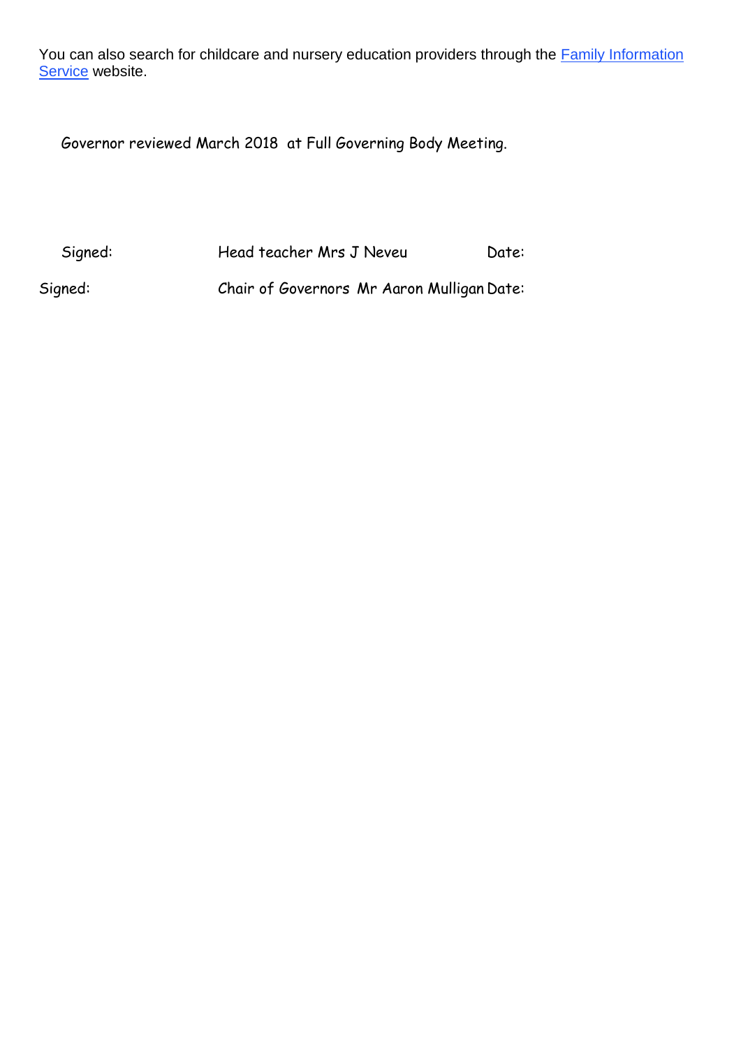You can also search for childcare and nursery education providers through the [Family Information Service](#) website.

Governor reviewed March 2018 at Full Governing Body Meeting.

| | | |
|---|---|---|
| Signed: | Head teacher Mrs J Neveu | Date: |
| Signed: | Chair of Governors Mr Aaron Mulligan | Date: |